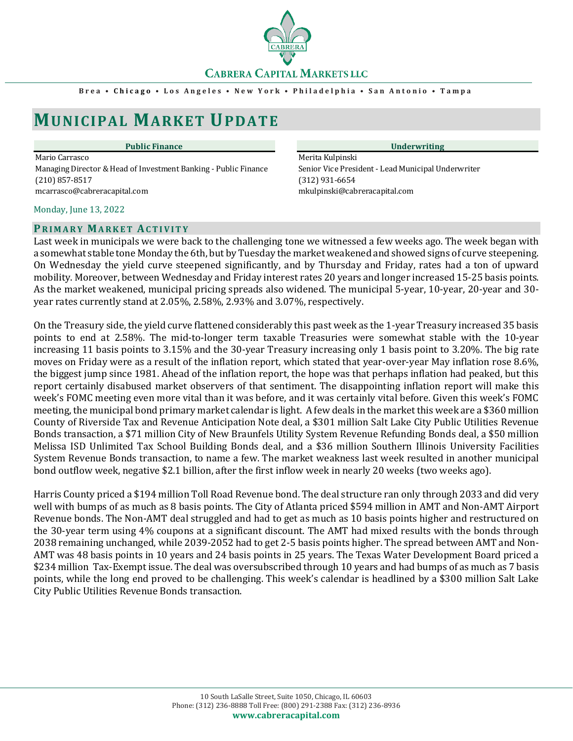CABRERA CAPITAL MARKETS LLC

Brea • Chicago • Los Angeles • New York • Philadelphia • San Antonio • Tampa

# MUNICIPAL MARKET UPDATE

| Public Finance | Underwriting |
|---|---|
| Mario Carrasco | Merita Kulpinski |
| Managing Director & Head of Investment Banking - Public Finance | Senior Vice President - Lead Municipal Underwriter |
| (210) 857-8517 | (312) 931-6654 |
| mcarrasco@cabreracapital.com | mkulpinski@cabreracapital.com |

Monday, June 13, 2022

## PRIMARY MARKET ACTIVITY

Last week in municipals we were back to the challenging tone we witnessed a few weeks ago. The week began with a somewhat stable tone Monday the 6th, but by Tuesday the market weakened and showed signs of curve steepening. On Wednesday the yield curve steepened significantly, and by Thursday and Friday, rates had a ton of upward mobility. Moreover, between Wednesday and Friday interest rates 20 years and longer increased 15-25 basis points. As the market weakened, municipal pricing spreads also widened. The municipal 5-year, 10-year, 20-year and 30-year rates currently stand at 2.05%, 2.58%, 2.93% and 3.07%, respectively.

On the Treasury side, the yield curve flattened considerably this past week as the 1-year Treasury increased 35 basis points to end at 2.58%. The mid-to-longer term taxable Treasuries were somewhat stable with the 10-year increasing 11 basis points to 3.15% and the 30-year Treasury increasing only 1 basis point to 3.20%. The big rate moves on Friday were as a result of the inflation report, which stated that year-over-year May inflation rose 8.6%, the biggest jump since 1981. Ahead of the inflation report, the hope was that perhaps inflation had peaked, but this report certainly disabused market observers of that sentiment. The disappointing inflation report will make this week's FOMC meeting even more vital than it was before, and it was certainly vital before. Given this week's FOMC meeting, the municipal bond primary market calendar is light. A few deals in the market this week are a $360 million County of Riverside Tax and Revenue Anticipation Note deal, a $301 million Salt Lake City Public Utilities Revenue Bonds transaction, a $71 million City of New Braunfels Utility System Revenue Refunding Bonds deal, a $50 million Melissa ISD Unlimited Tax School Building Bonds deal, and a $36 million Southern Illinois University Facilities System Revenue Bonds transaction, to name a few. The market weakness last week resulted in another municipal bond outflow week, negative $2.1 billion, after the first inflow week in nearly 20 weeks (two weeks ago).

Harris County priced a $194 million Toll Road Revenue bond. The deal structure ran only through 2033 and did very well with bumps of as much as 8 basis points. The City of Atlanta priced $594 million in AMT and Non-AMT Airport Revenue bonds. The Non-AMT deal struggled and had to get as much as 10 basis points higher and restructured on the 30-year term using 4% coupons at a significant discount. The AMT had mixed results with the bonds through 2038 remaining unchanged, while 2039-2052 had to get 2-5 basis points higher. The spread between AMT and Non-AMT was 48 basis points in 10 years and 24 basis points in 25 years. The Texas Water Development Board priced a $234 million Tax-Exempt issue. The deal was oversubscribed through 10 years and had bumps of as much as 7 basis points, while the long end proved to be challenging. This week's calendar is headlined by a $300 million Salt Lake City Public Utilities Revenue Bonds transaction.

10 South LaSalle Street, Suite 1050, Chicago, IL 60603
Phone: (312) 236-8888 Toll Free: (800) 291-2388 Fax: (312) 236-8936
**www.cabreracapital.com**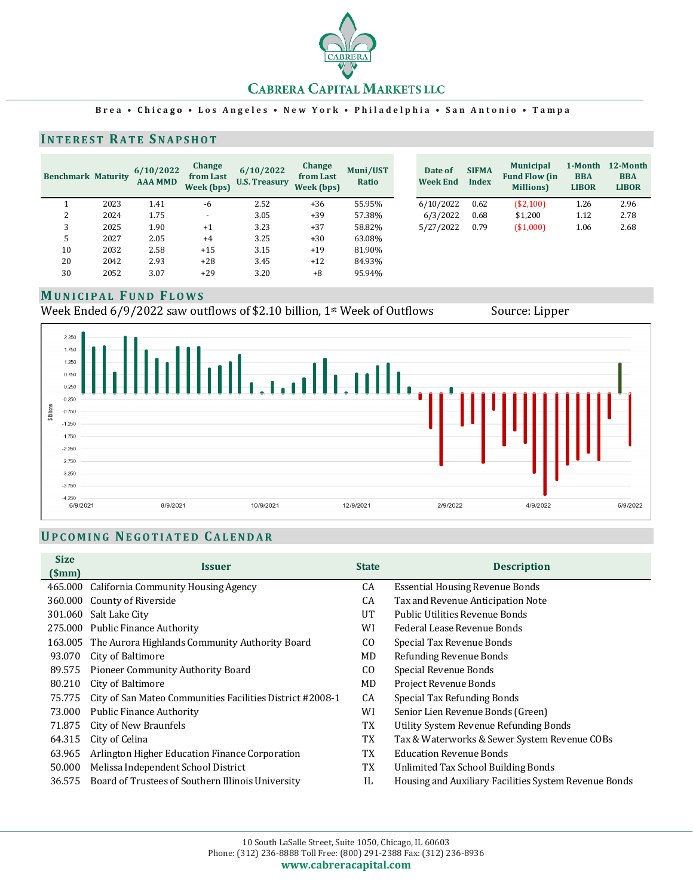# CABRERA CAPITAL MARKETS LLC

Brea • Chicago • Los Angeles • New York • Philadelphia • San Antonio • Tampa

## INTEREST RATE SNAPSHOT

| Benchmark | Maturity | 6/10/2022 AAA MMD | Change from Last Week (bps) | 6/10/2022 U.S. Treasury | Change from Last Week (bps) | Muni/UST Ratio |
|---|---|---|---|---|---|---|
| 1 | 2023 | 1.41 | -6 | 2.52 | +36 | 55.95% |
| 2 | 2024 | 1.75 | - | 3.05 | +39 | 57.38% |
| 3 | 2025 | 1.90 | +1 | 3.23 | +37 | 58.82% |
| 5 | 2027 | 2.05 | +4 | 3.25 | +30 | 63.08% |
| 10 | 2032 | 2.58 | +15 | 3.15 | +19 | 81.90% |
| 20 | 2042 | 2.93 | +28 | 3.45 | +12 | 84.93% |
| 30 | 2052 | 3.07 | +29 | 3.20 | +8 | 95.94% |

| Date of Week End | SIFMA Index | Municipal Fund Flow (in Millions) | 1-Month BBA LIBOR | 12-Month BBA LIBOR |
|---|---|---|---|---|
| 6/10/2022 | 0.62 | ($2,100) | 1.26 | 2.96 |
| 6/3/2022 | 0.68 | $1,200 | 1.12 | 2.78 |
| 5/27/2022 | 0.79 | ($1,000) | 1.06 | 2.68 |

## MUNICIPAL FUND FLOWS

Week Ended 6/9/2022 saw outflows of $2.10 billion, 1st Week of Outflows

Source: Lipper

## UPCOMING NEGOTIATED CALENDAR

| Size ($mm) | Issuer | State | Description |
|---|---|---|---|
| 465.000 | California Community Housing Agency | CA | Essential Housing Revenue Bonds |
| 360.000 | County of Riverside | CA | Tax and Revenue Anticipation Note |
| 301.060 | Salt Lake City | UT | Public Utilities Revenue Bonds |
| 275.000 | Public Finance Authority | WI | Federal Lease Revenue Bonds |
| 163.005 | The Aurora Highlands Community Authority Board | CO | Special Tax Revenue Bonds |
| 93.070 | City of Baltimore | MD | Refunding Revenue Bonds |
| 89.575 | Pioneer Community Authority Board | CO | Special Revenue Bonds |
| 80.210 | City of Baltimore | MD | Project Revenue Bonds |
| 75.775 | City of San Mateo Communities Facilities District #2008-1 | CA | Special Tax Refunding Bonds |
| 73.000 | Public Finance Authority | WI | Senior Lien Revenue Bonds (Green) |
| 71.875 | City of New Braunfels | TX | Utility System Revenue Refunding Bonds |
| 64.315 | City of Celina | TX | Tax & Waterworks & Sewer System Revenue COBs |
| 63.965 | Arlington Higher Education Finance Corporation | TX | Education Revenue Bonds |
| 50.000 | Melissa Independent School District | TX | Unlimited Tax School Building Bonds |
| 36.575 | Board of Trustees of Southern Illinois University | IL | Housing and Auxiliary Facilities System Revenue Bonds |

10 South LaSalle Street, Suite 1050, Chicago, IL 60603
Phone: (312) 236-8888 Toll Free: (800) 291-2388 Fax: (312) 236-8936
**www.cabreracapital.com**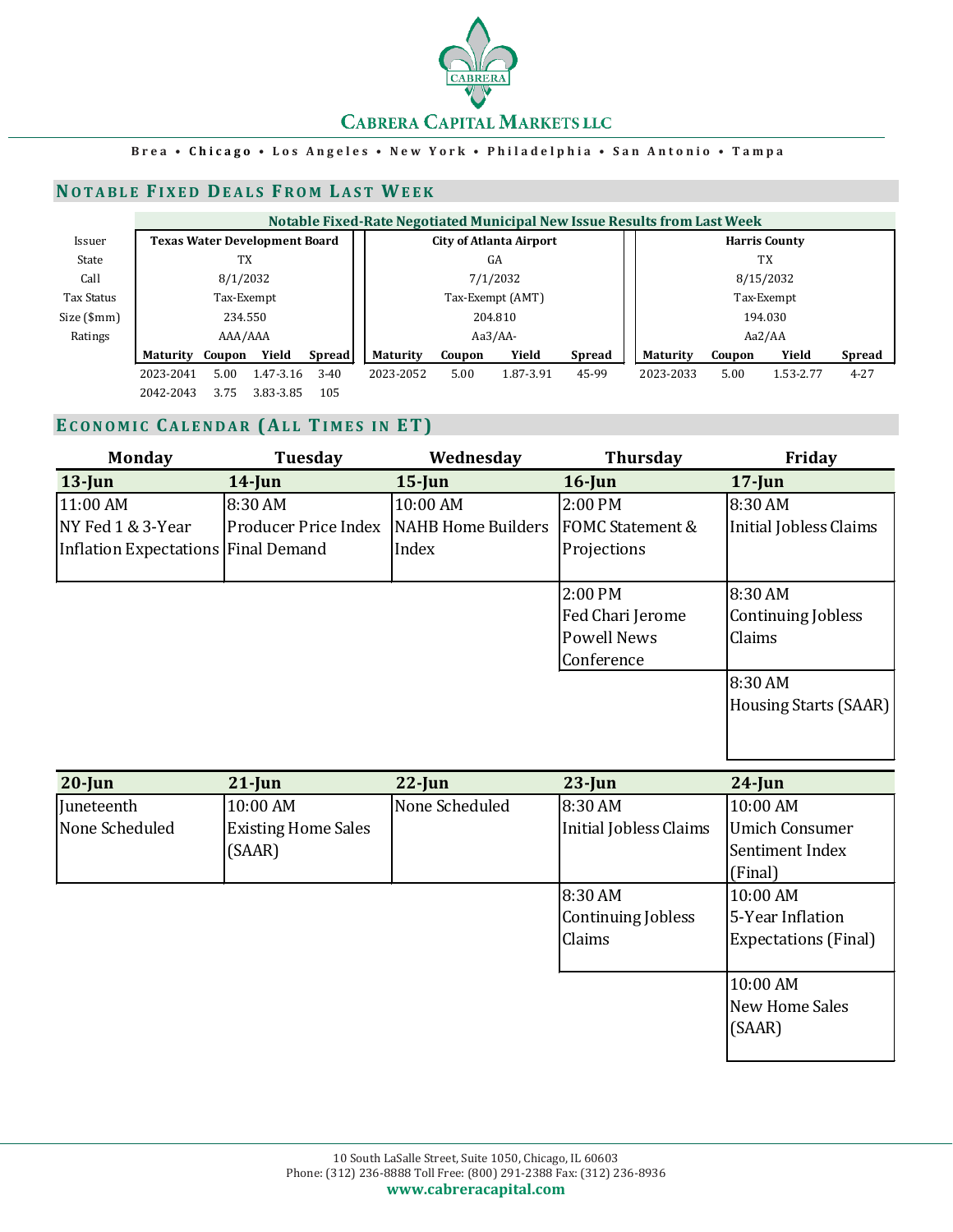CABRERA

**CABRERA CAPITAL MARKETS LLC**

Brea • Chicago • Los Angeles • New York • Philadelphia • San Antonio • Tampa

## NOTABLE FIXED DEALS FROM LAST WEEK

**Notable Fixed-Rate Negotiated Municipal New Issue Results from Last Week**

| Issuer | Texas Water Development Board | | | | City of Atlanta Airport | | | | Harris County | | | |
|---|---|---|---|---|---|---|---|---|---|---|---|---|
| State | TX | | | | GA | | | | TX | | | |
| Call | 8/1/2032 | | | | 7/1/2032 | | | | 8/15/2032 | | | |
| Tax Status | Tax-Exempt | | | | Tax-Exempt (AMT) | | | | Tax-Exempt | | | |
| Size ($mm) | 234.550 | | | | 204.810 | | | | 194.030 | | | |
| Ratings | AAA/AAA | | | | Aa3/AA- | | | | Aa2/AA | | | |
| | **Maturity** | **Coupon** | **Yield** | **Spread** | **Maturity** | **Coupon** | **Yield** | **Spread** | **Maturity** | **Coupon** | **Yield** | **Spread** |
| | 2023-2041 | 5.00 | 1.47-3.16 | 3-40 | 2023-2052 | 5.00 | 1.87-3.91 | 45-99 | 2023-2033 | 5.00 | 1.53-2.77 | 4-27 |
| | 2042-2043 | 3.75 | 3.83-3.85 | 105 | | | | | | | | |

## ECONOMIC CALENDAR (ALL TIMES IN ET)

| Monday | Tuesday | Wednesday | Thursday | Friday |
|---|---|---|---|---|
| **13-Jun** | **14-Jun** | **15-Jun** | **16-Jun** | **17-Jun** |
| 11:00 AM NY Fed 1 & 3-Year Inflation Expectations | 8:30 AM Producer Price Index Final Demand | 10:00 AM NAHB Home Builders Index | 2:00 PM FOMC Statement & Projections | 8:30 AM Initial Jobless Claims |
| | | | 2:00 PM Fed Chari Jerome Powell News Conference | 8:30 AM Continuing Jobless Claims |
| | | | | 8:30 AM Housing Starts (SAAR) |
| **20-Jun** | **21-Jun** | **22-Jun** | **23-Jun** | **24-Jun** |
| Juneteenth None Scheduled | 10:00 AM Existing Home Sales (SAAR) | None Scheduled | 8:30 AM Initial Jobless Claims | 10:00 AM Umich Consumer Sentiment Index (Final) |
| | | | 8:30 AM Continuing Jobless Claims | 10:00 AM 5-Year Inflation Expectations (Final) |
| | | | | 10:00 AM New Home Sales (SAAR) |

10 South LaSalle Street, Suite 1050, Chicago, IL 60603
Phone: (312) 236-8888 Toll Free: (800) 291-2388 Fax: (312) 236-8936
**www.cabreracapital.com**